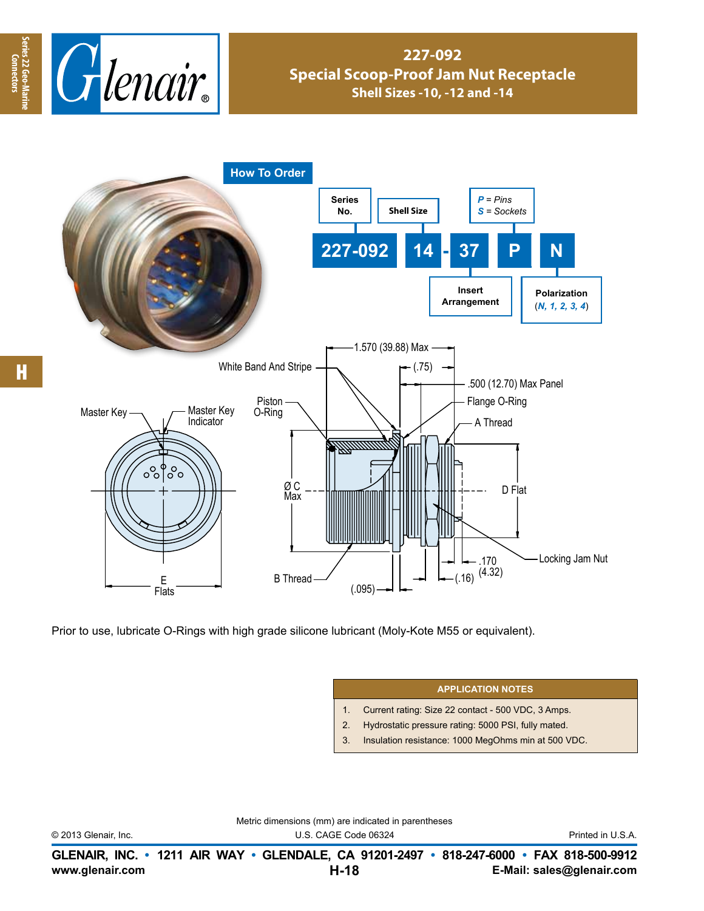# 227-092
## Special Scoop-Proof Jam Nut Receptacle
### Shell Sizes -10, -12 and -14

## How To Order

| Series No. | Shell Size | | Insert Arrangement | P = Pins, S = Sockets | Polarization (N, 1, 2, 3, 4) |
|---|---|---|---|---|---|
| 227-092 | 14 | - | 37 | P | N |

White Band And Stripe

1.570 (39.88) Max

(.75)

.500 (12.70) Max Panel

Flange O-Ring

A Thread

Piston O-Ring

Master Key

Master Key Indicator

Ø C Max

D Flat

Locking Jam Nut

.170 (4.32)

(.16)

(.095)

B Thread

E Flats

Prior to use, lubricate O-Rings with high grade silicone lubricant (Moly-Kote M55 or equivalent).

| APPLICATION NOTES |
|---|
| 1. Current rating: Size 22 contact - 500 VDC, 3 Amps. |
| 2. Hydrostatic pressure rating: 5000 PSI, fully mated. |
| 3. Insulation resistance: 1000 MegOhms min at 500 VDC. |

Metric dimensions (mm) are indicated in parentheses

© 2013 Glenair, Inc. U.S. CAGE Code 06324 Printed in U.S.A.

**GLENAIR, INC. • 1211 AIR WAY • GLENDALE, CA 91201-2497 • 818-247-6000 • FAX 818-500-9912**

**www.glenair.com** **E-Mail: sales@glenair.com**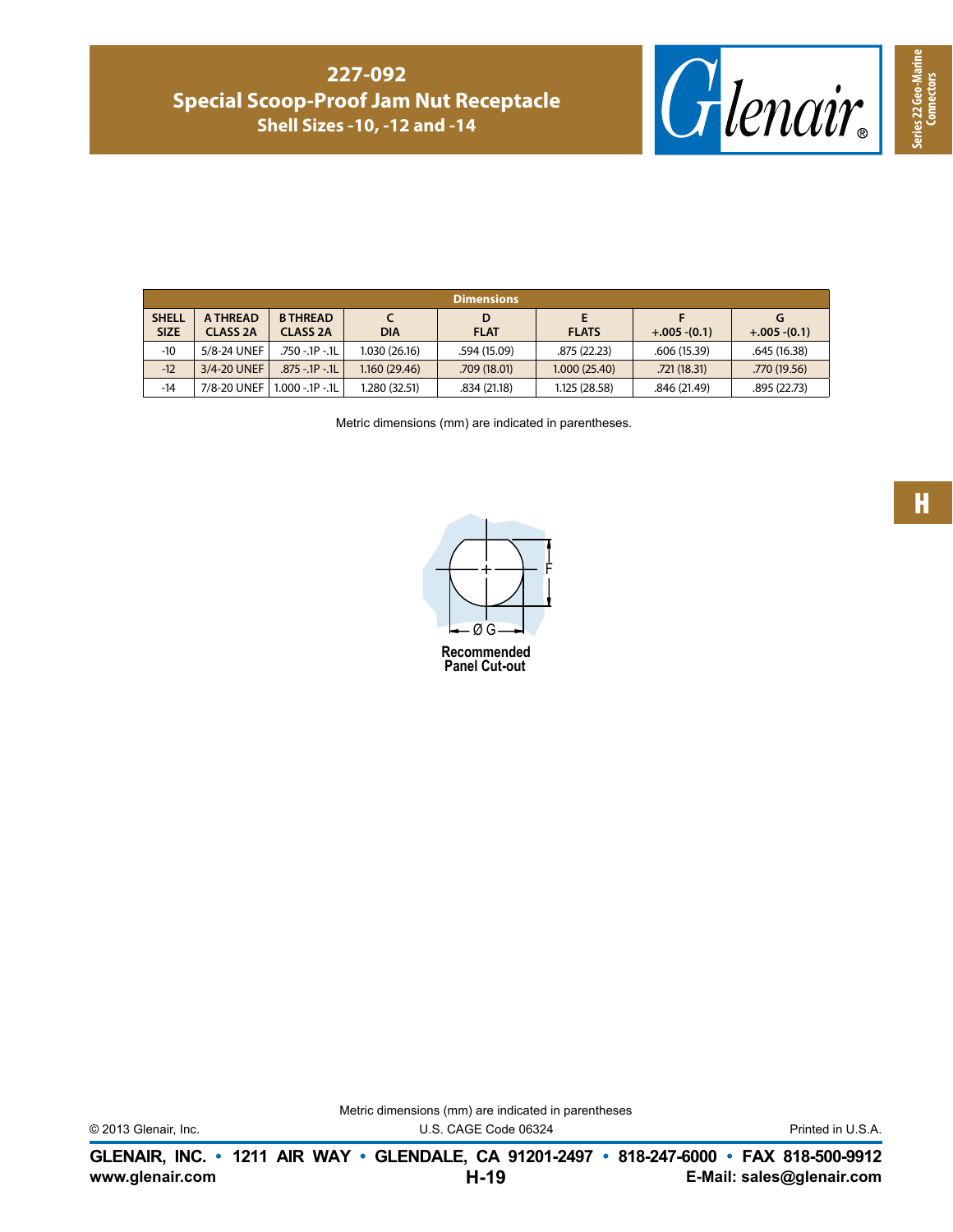# 227-092
## Special Scoop-Proof Jam Nut Receptacle
### Shell Sizes -10, -12 and -14

| Dimensions | | | | | | | |
|---|---|---|---|---|---|---|---|
| SHELL SIZE | A THREAD CLASS 2A | B THREAD CLASS 2A | C DIA | D FLAT | E FLATS | F +.005 -(0.1) | G +.005 -(0.1) |
| -10 | 5/8-24 UNEF | .750 -.1P -.1L | 1.030 (26.16) | .594 (15.09) | .875 (22.23) | .606 (15.39) | .645 (16.38) |
| -12 | 3/4-20 UNEF | .875 -.1P -.1L | 1.160 (29.46) | .709 (18.01) | 1.000 (25.40) | .721 (18.31) | .770 (19.56) |
| -14 | 7/8-20 UNEF | 1.000 -.1P -.1L | 1.280 (32.51) | .834 (21.18) | 1.125 (28.58) | .846 (21.49) | .895 (22.73) |

Metric dimensions (mm) are indicated in parentheses.

F

Ø G

Recommended
Panel Cut-out